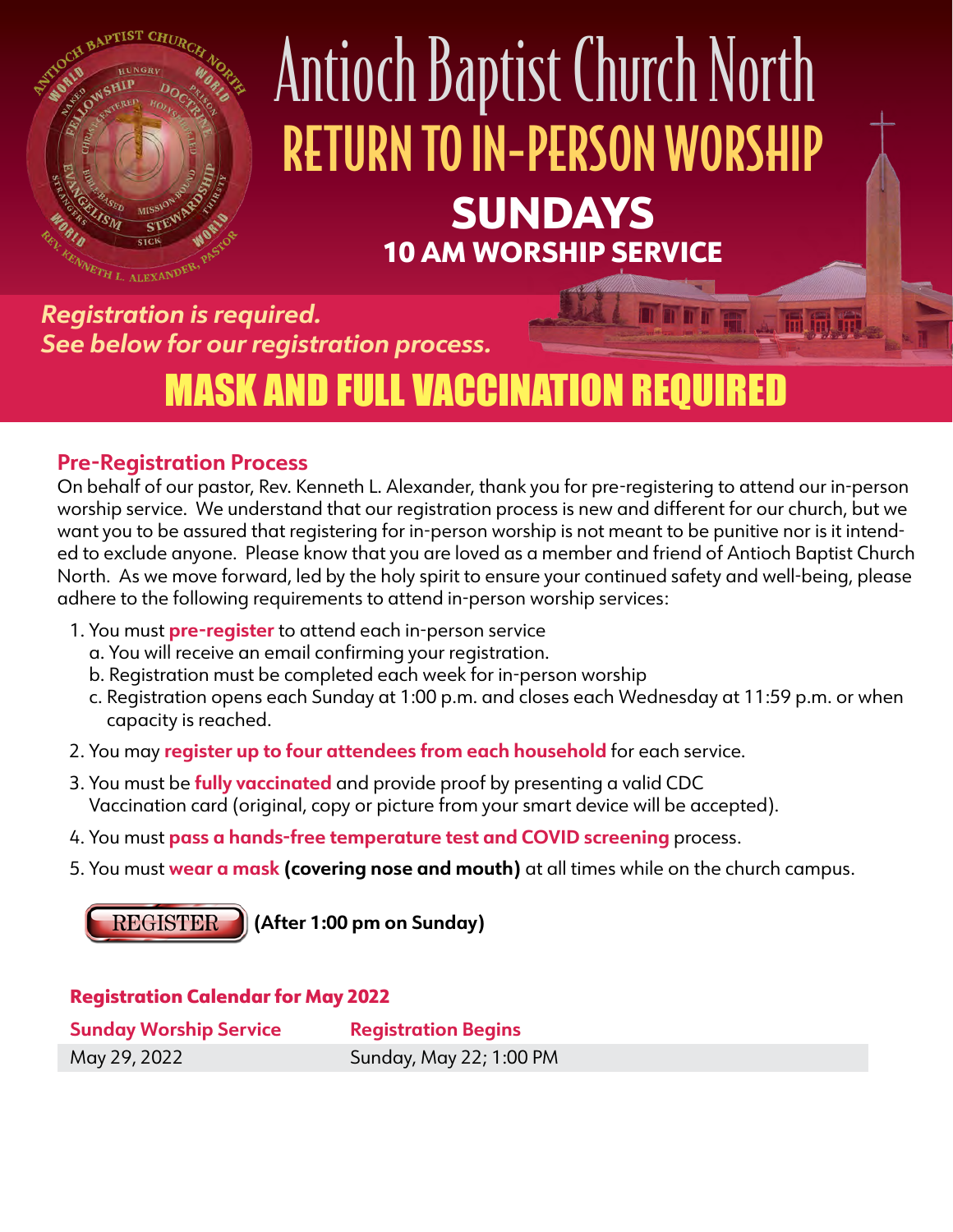# Antioch Baptist Church North

## RETURN TO IN-PERSON WORSHIP

## SUNDAYS

### 10 AM WORSHIP SERVICE

***Registration is required.***
***See below for our registration process.***

## MASK AND FULL VACCINATION REQUIRED

### Pre-Registration Process

On behalf of our pastor, Rev. Kenneth L. Alexander, thank you for pre-registering to attend our in-person worship service. We understand that our registration process is new and different for our church, but we want you to be assured that registering for in-person worship is not meant to be punitive nor is it intended to exclude anyone. Please know that you are loved as a member and friend of Antioch Baptist Church North. As we move forward, led by the holy spirit to ensure your continued safety and well-being, please adhere to the following requirements to attend in-person worship services:

1. You must **pre-register** to attend each in-person service
   a. You will receive an email confirming your registration.
   b. Registration must be completed each week for in-person worship
   c. Registration opens each Sunday at 1:00 p.m. and closes each Wednesday at 11:59 p.m. or when capacity is reached.
2. You may **register up to four attendees from each household** for each service.
3. You must be **fully vaccinated** and provide proof by presenting a valid CDC Vaccination card (original, copy or picture from your smart device will be accepted).
4. You must **pass a hands-free temperature test and COVID screening** process.
5. You must **wear a mask (covering nose and mouth)** at all times while on the church campus.

REGISTER **(After 1:00 pm on Sunday)**

### Registration Calendar for May 2022

| Sunday Worship Service | Registration Begins |
| --- | --- |
| May 29, 2022 | Sunday, May 22; 1:00 PM |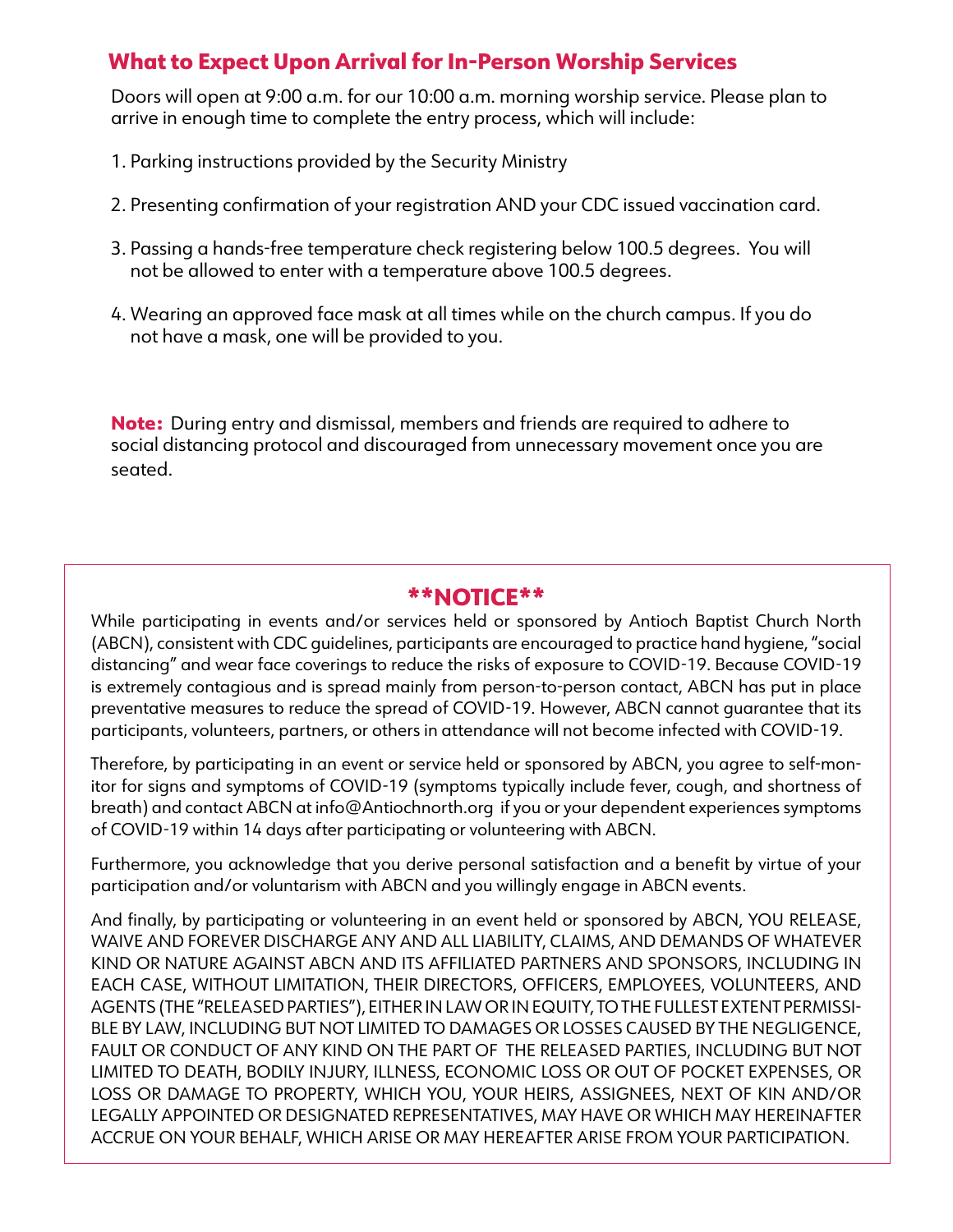## What to Expect Upon Arrival for In-Person Worship Services

Doors will open at 9:00 a.m. for our 10:00 a.m. morning worship service. Please plan to arrive in enough time to complete the entry process, which will include:

1. Parking instructions provided by the Security Ministry
2. Presenting confirmation of your registration AND your CDC issued vaccination card.
3. Passing a hands-free temperature check registering below 100.5 degrees. You will not be allowed to enter with a temperature above 100.5 degrees.
4. Wearing an approved face mask at all times while on the church campus. If you do not have a mask, one will be provided to you.

**Note:** During entry and dismissal, members and friends are required to adhere to social distancing protocol and discouraged from unnecessary movement once you are seated.

## **NOTICE**

While participating in events and/or services held or sponsored by Antioch Baptist Church North (ABCN), consistent with CDC guidelines, participants are encouraged to practice hand hygiene, "social distancing" and wear face coverings to reduce the risks of exposure to COVID-19. Because COVID-19 is extremely contagious and is spread mainly from person-to-person contact, ABCN has put in place preventative measures to reduce the spread of COVID-19. However, ABCN cannot guarantee that its participants, volunteers, partners, or others in attendance will not become infected with COVID-19.

Therefore, by participating in an event or service held or sponsored by ABCN, you agree to self-monitor for signs and symptoms of COVID-19 (symptoms typically include fever, cough, and shortness of breath) and contact ABCN at info@Antiochnorth.org if you or your dependent experiences symptoms of COVID-19 within 14 days after participating or volunteering with ABCN.

Furthermore, you acknowledge that you derive personal satisfaction and a benefit by virtue of your participation and/or voluntarism with ABCN and you willingly engage in ABCN events.

And finally, by participating or volunteering in an event held or sponsored by ABCN, YOU RELEASE, WAIVE AND FOREVER DISCHARGE ANY AND ALL LIABILITY, CLAIMS, AND DEMANDS OF WHATEVER KIND OR NATURE AGAINST ABCN AND ITS AFFILIATED PARTNERS AND SPONSORS, INCLUDING IN EACH CASE, WITHOUT LIMITATION, THEIR DIRECTORS, OFFICERS, EMPLOYEES, VOLUNTEERS, AND AGENTS (THE "RELEASED PARTIES"), EITHER IN LAW OR IN EQUITY, TO THE FULLEST EXTENT PERMISSIBLE BY LAW, INCLUDING BUT NOT LIMITED TO DAMAGES OR LOSSES CAUSED BY THE NEGLIGENCE, FAULT OR CONDUCT OF ANY KIND ON THE PART OF THE RELEASED PARTIES, INCLUDING BUT NOT LIMITED TO DEATH, BODILY INJURY, ILLNESS, ECONOMIC LOSS OR OUT OF POCKET EXPENSES, OR LOSS OR DAMAGE TO PROPERTY, WHICH YOU, YOUR HEIRS, ASSIGNEES, NEXT OF KIN AND/OR LEGALLY APPOINTED OR DESIGNATED REPRESENTATIVES, MAY HAVE OR WHICH MAY HEREINAFTER ACCRUE ON YOUR BEHALF, WHICH ARISE OR MAY HEREAFTER ARISE FROM YOUR PARTICIPATION.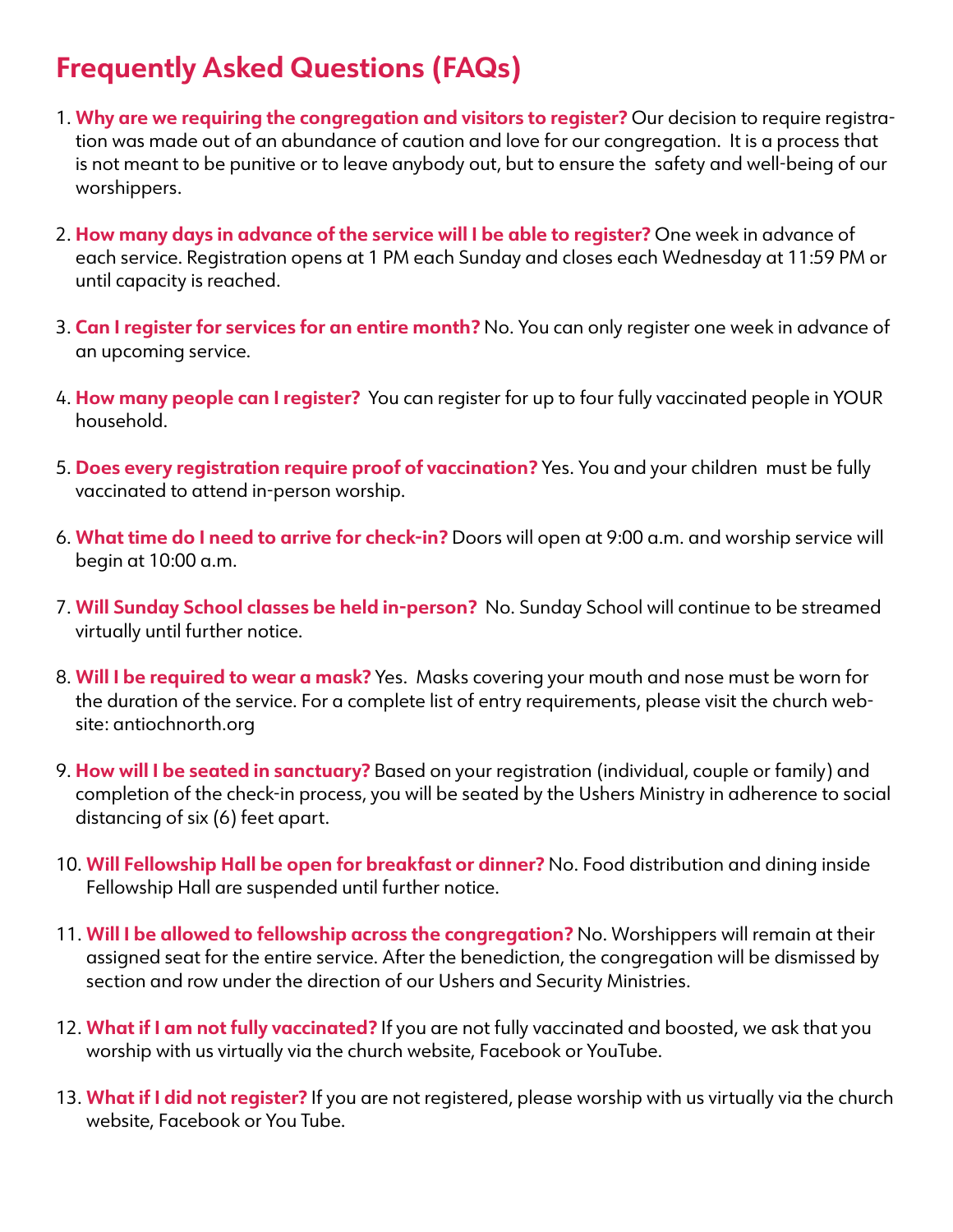## Frequently Asked Questions (FAQs)

1. **Why are we requiring the congregation and visitors to register?** Our decision to require registration was made out of an abundance of caution and love for our congregation. It is a process that is not meant to be punitive or to leave anybody out, but to ensure the safety and well-being of our worshippers.

2. **How many days in advance of the service will I be able to register?** One week in advance of each service. Registration opens at 1 PM each Sunday and closes each Wednesday at 11:59 PM or until capacity is reached.

3. **Can I register for services for an entire month?** No. You can only register one week in advance of an upcoming service.

4. **How many people can I register?** You can register for up to four fully vaccinated people in YOUR household.

5. **Does every registration require proof of vaccination?** Yes. You and your children must be fully vaccinated to attend in-person worship.

6. **What time do I need to arrive for check-in?** Doors will open at 9:00 a.m. and worship service will begin at 10:00 a.m.

7. **Will Sunday School classes be held in-person?** No. Sunday School will continue to be streamed virtually until further notice.

8. **Will I be required to wear a mask?** Yes. Masks covering your mouth and nose must be worn for the duration of the service. For a complete list of entry requirements, please visit the church website: antiochnorth.org

9. **How will I be seated in sanctuary?** Based on your registration (individual, couple or family) and completion of the check-in process, you will be seated by the Ushers Ministry in adherence to social distancing of six (6) feet apart.

10. **Will Fellowship Hall be open for breakfast or dinner?** No. Food distribution and dining inside Fellowship Hall are suspended until further notice.

11. **Will I be allowed to fellowship across the congregation?** No. Worshippers will remain at their assigned seat for the entire service. After the benediction, the congregation will be dismissed by section and row under the direction of our Ushers and Security Ministries.

12. **What if I am not fully vaccinated?** If you are not fully vaccinated and boosted, we ask that you worship with us virtually via the church website, Facebook or YouTube.

13. **What if I did not register?** If you are not registered, please worship with us virtually via the church website, Facebook or You Tube.